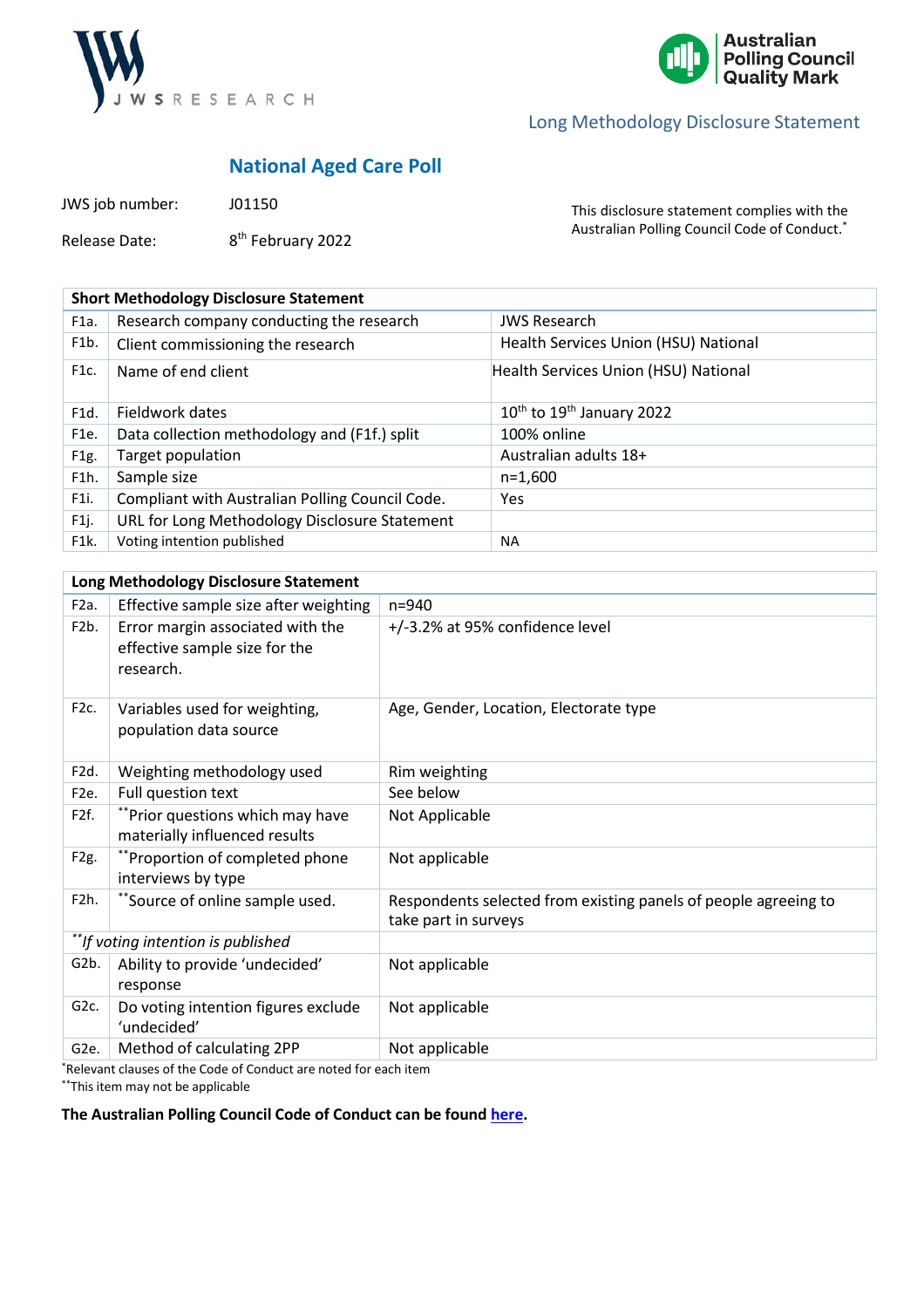JWS RESEARCH

Australian Polling Council Quality Mark

Long Methodology Disclosure Statement

## National Aged Care Poll

JWS job number: J01150

Release Date: 8th February 2022

This disclosure statement complies with the Australian Polling Council Code of Conduct.*

| Short Methodology Disclosure Statement | | |
|---|---|---|
| F1a. | Research company conducting the research | JWS Research |
| F1b. | Client commissioning the research | Health Services Union (HSU) National |
| F1c. | Name of end client | Health Services Union (HSU) National |
| F1d. | Fieldwork dates | 10th to 19th January 2022 |
| F1e. | Data collection methodology and (F1f.) split | 100% online |
| F1g. | Target population | Australian adults 18+ |
| F1h. | Sample size | n=1,600 |
| F1i. | Compliant with Australian Polling Council Code. | Yes |
| F1j. | URL for Long Methodology Disclosure Statement | |
| F1k. | Voting intention published | NA |

| Long Methodology Disclosure Statement | | |
|---|---|---|
| F2a. | Effective sample size after weighting | n=940 |
| F2b. | Error margin associated with the effective sample size for the research. | +/-3.2% at 95% confidence level |
| F2c. | Variables used for weighting, population data source | Age, Gender, Location, Electorate type |
| F2d. | Weighting methodology used | Rim weighting |
| F2e. | Full question text | See below |
| F2f. | **Prior questions which may have materially influenced results | Not Applicable |
| F2g. | **Proportion of completed phone interviews by type | Not applicable |
| F2h. | **Source of online sample used. | Respondents selected from existing panels of people agreeing to take part in surveys |
| *\*\*If voting intention is published* | | |
| G2b. | Ability to provide 'undecided' response | Not applicable |
| G2c. | Do voting intention figures exclude 'undecided' | Not applicable |
| G2e. | Method of calculating 2PP | Not applicable |

*Relevant clauses of the Code of Conduct are noted for each item

**This item may not be applicable

**The Australian Polling Council Code of Conduct can be found here.**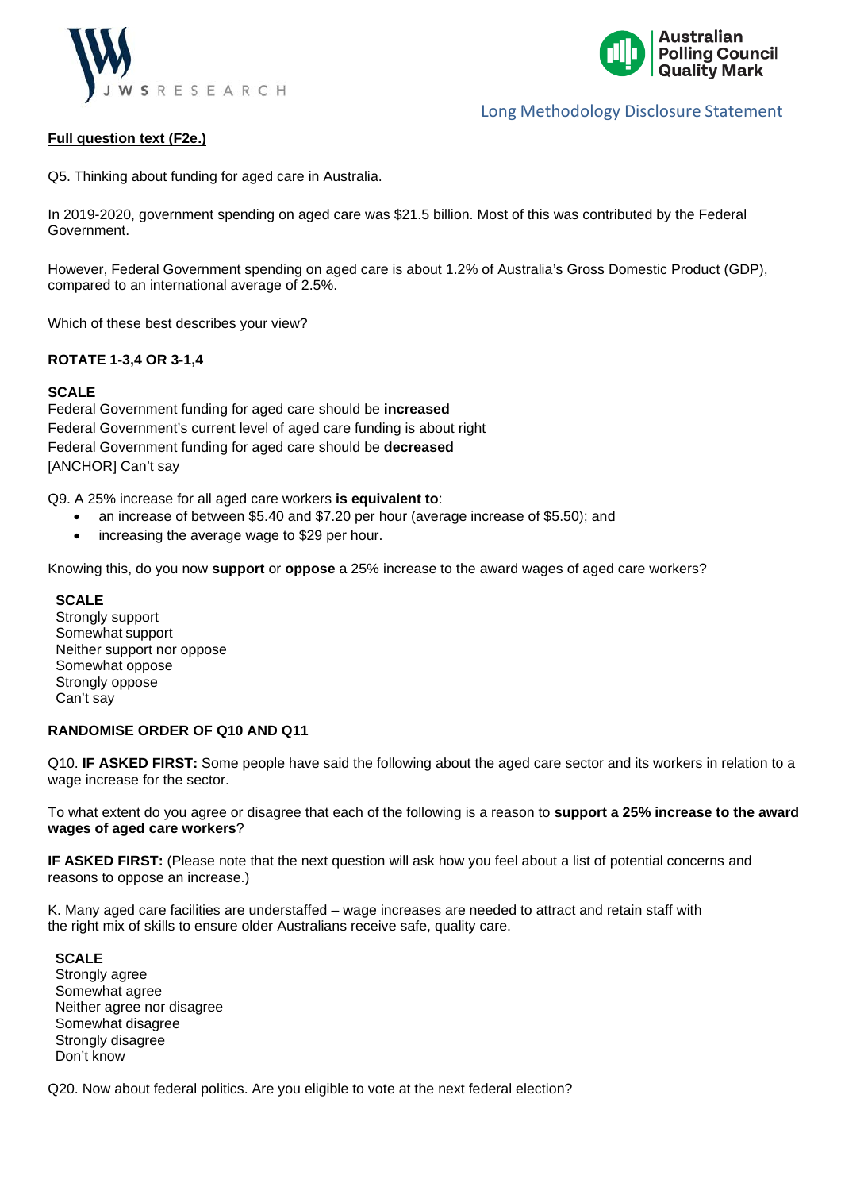Long Methodology Disclosure Statement

**Full question text (F2e.)**

Q5. Thinking about funding for aged care in Australia.

In 2019-2020, government spending on aged care was $21.5 billion. Most of this was contributed by the Federal Government.

However, Federal Government spending on aged care is about 1.2% of Australia's Gross Domestic Product (GDP), compared to an international average of 2.5%.

Which of these best describes your view?

**ROTATE 1-3,4 OR 3-1,4**

**SCALE**
Federal Government funding for aged care should be **increased**
Federal Government's current level of aged care funding is about right
Federal Government funding for aged care should be **decreased**
[ANCHOR] Can't say

Q9. A 25% increase for all aged care workers **is equivalent to**:

- an increase of between $5.40 and $7.20 per hour (average increase of $5.50); and
- increasing the average wage to $29 per hour.

Knowing this, do you now **support** or **oppose** a 25% increase to the award wages of aged care workers?

**SCALE**
Strongly support
Somewhat support
Neither support nor oppose
Somewhat oppose
Strongly oppose
Can't say

**RANDOMISE ORDER OF Q10 AND Q11**

Q10. **IF ASKED FIRST:** Some people have said the following about the aged care sector and its workers in relation to a wage increase for the sector.

To what extent do you agree or disagree that each of the following is a reason to **support a 25% increase to the award wages of aged care workers**?

**IF ASKED FIRST:** (Please note that the next question will ask how you feel about a list of potential concerns and reasons to oppose an increase.)

K. Many aged care facilities are understaffed – wage increases are needed to attract and retain staff with the right mix of skills to ensure older Australians receive safe, quality care.

**SCALE**
Strongly agree
Somewhat agree
Neither agree nor disagree
Somewhat disagree
Strongly disagree
Don't know

Q20. Now about federal politics. Are you eligible to vote at the next federal election?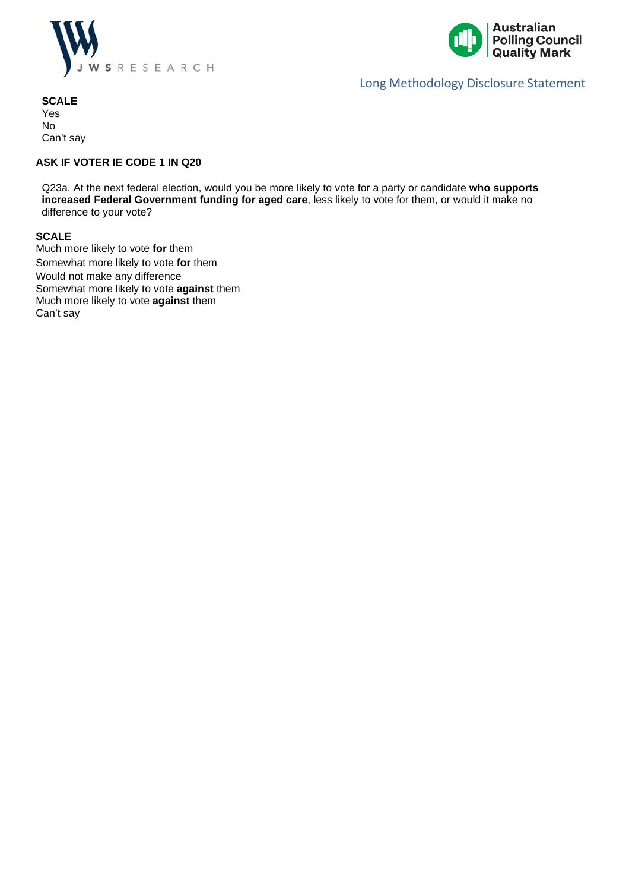**SCALE**
Yes
No
Can't say

**ASK IF VOTER IE CODE 1 IN Q20**

Q23a. At the next federal election, would you be more likely to vote for a party or candidate **who supports increased Federal Government funding for aged care**, less likely to vote for them, or would it make no difference to your vote?

**SCALE**
Much more likely to vote **for** them
Somewhat more likely to vote **for** them
Would not make any difference
Somewhat more likely to vote **against** them
Much more likely to vote **against** them
Can't say